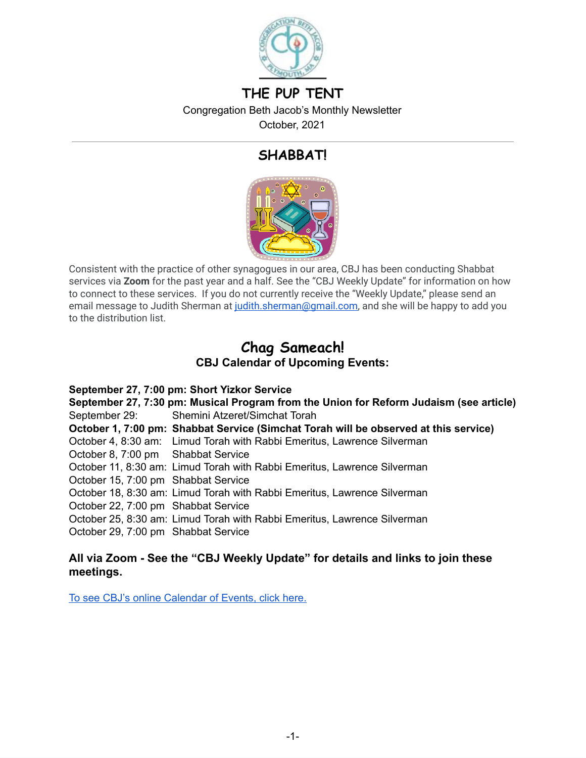# THE PUP TENT

Congregation Beth Jacob's Monthly Newsletter
October, 2021

---

## SHABBAT!

Consistent with the practice of other synagogues in our area, CBJ has been conducting Shabbat services via **Zoom** for the past year and a half. See the "CBJ Weekly Update" for information on how to connect to these services. If you do not currently receive the "Weekly Update," please send an email message to Judith Sherman at judith.sherman@gmail.com, and she will be happy to add you to the distribution list.

## Chag Sameach!

### CBJ Calendar of Upcoming Events:

**September 27, 7:00 pm: Short Yizkor Service**
**September 27, 7:30 pm: Musical Program from the Union for Reform Judaism (see article)**
September 29: Shemini Atzeret/Simchat Torah
**October 1, 7:00 pm: Shabbat Service (Simchat Torah will be observed at this service)**
October 4, 8:30 am: Limud Torah with Rabbi Emeritus, Lawrence Silverman
October 8, 7:00 pm Shabbat Service
October 11, 8:30 am: Limud Torah with Rabbi Emeritus, Lawrence Silverman
October 15, 7:00 pm Shabbat Service
October 18, 8:30 am: Limud Torah with Rabbi Emeritus, Lawrence Silverman
October 22, 7:00 pm Shabbat Service
October 25, 8:30 am: Limud Torah with Rabbi Emeritus, Lawrence Silverman
October 29, 7:00 pm Shabbat Service

**All via Zoom - See the "CBJ Weekly Update" for details and links to join these meetings.**

To see CBJ's online Calendar of Events, click here.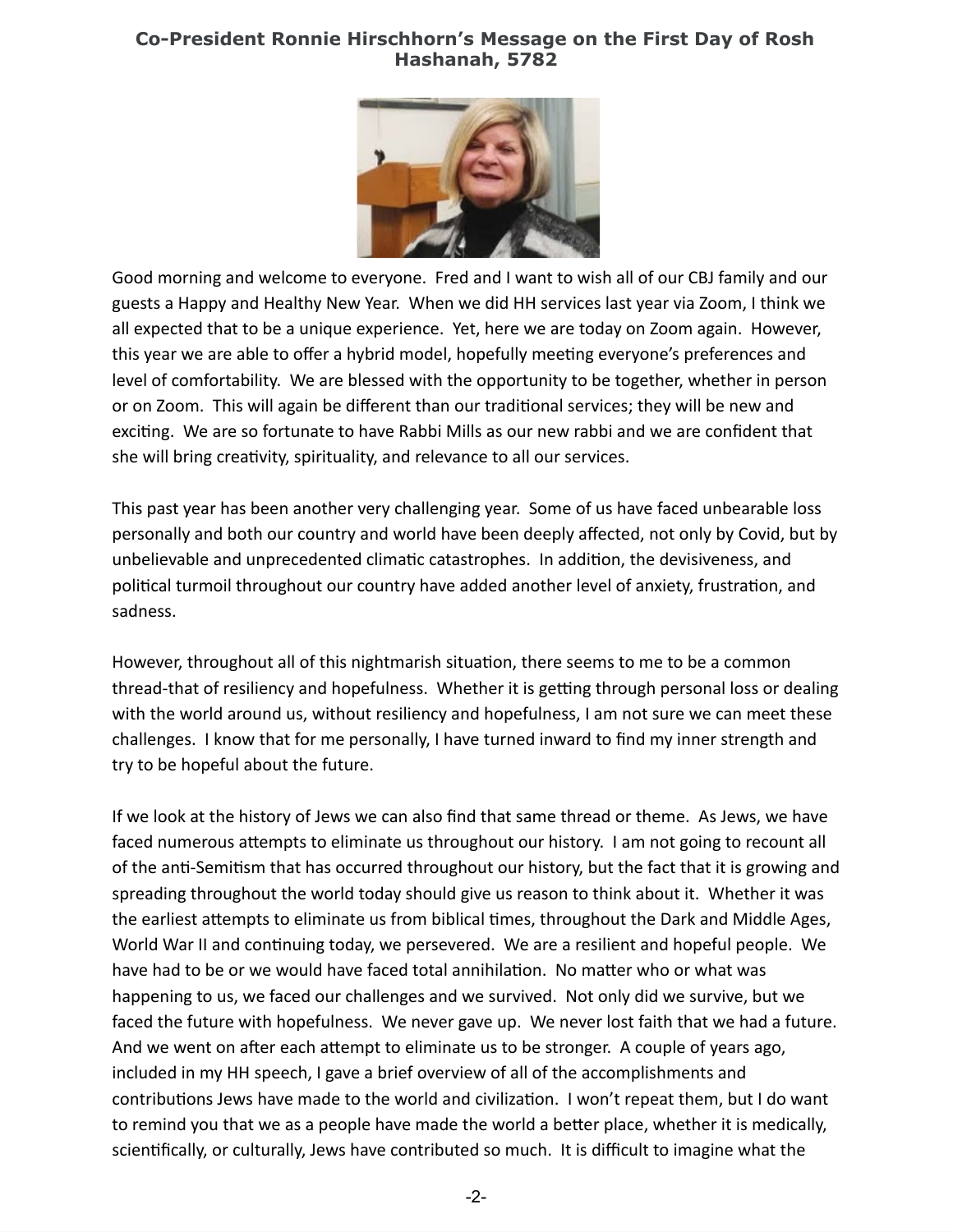**Co-President Ronnie Hirschhorn's Message on the First Day of Rosh Hashanah, 5782**

Good morning and welcome to everyone. Fred and I want to wish all of our CBJ family and our guests a Happy and Healthy New Year. When we did HH services last year via Zoom, I think we all expected that to be a unique experience. Yet, here we are today on Zoom again. However, this year we are able to offer a hybrid model, hopefully meeting everyone's preferences and level of comfortability. We are blessed with the opportunity to be together, whether in person or on Zoom. This will again be different than our traditional services; they will be new and exciting. We are so fortunate to have Rabbi Mills as our new rabbi and we are confident that she will bring creativity, spirituality, and relevance to all our services.

This past year has been another very challenging year. Some of us have faced unbearable loss personally and both our country and world have been deeply affected, not only by Covid, but by unbelievable and unprecedented climatic catastrophes. In addition, the devisiveness, and political turmoil throughout our country have added another level of anxiety, frustration, and sadness.

However, throughout all of this nightmarish situation, there seems to me to be a common thread-that of resiliency and hopefulness. Whether it is getting through personal loss or dealing with the world around us, without resiliency and hopefulness, I am not sure we can meet these challenges. I know that for me personally, I have turned inward to find my inner strength and try to be hopeful about the future.

If we look at the history of Jews we can also find that same thread or theme. As Jews, we have faced numerous attempts to eliminate us throughout our history. I am not going to recount all of the anti-Semitism that has occurred throughout our history, but the fact that it is growing and spreading throughout the world today should give us reason to think about it. Whether it was the earliest attempts to eliminate us from biblical times, throughout the Dark and Middle Ages, World War II and continuing today, we persevered. We are a resilient and hopeful people. We have had to be or we would have faced total annihilation. No matter who or what was happening to us, we faced our challenges and we survived. Not only did we survive, but we faced the future with hopefulness. We never gave up. We never lost faith that we had a future. And we went on after each attempt to eliminate us to be stronger. A couple of years ago, included in my HH speech, I gave a brief overview of all of the accomplishments and contributions Jews have made to the world and civilization. I won't repeat them, but I do want to remind you that we as a people have made the world a better place, whether it is medically, scientifically, or culturally, Jews have contributed so much. It is difficult to imagine what the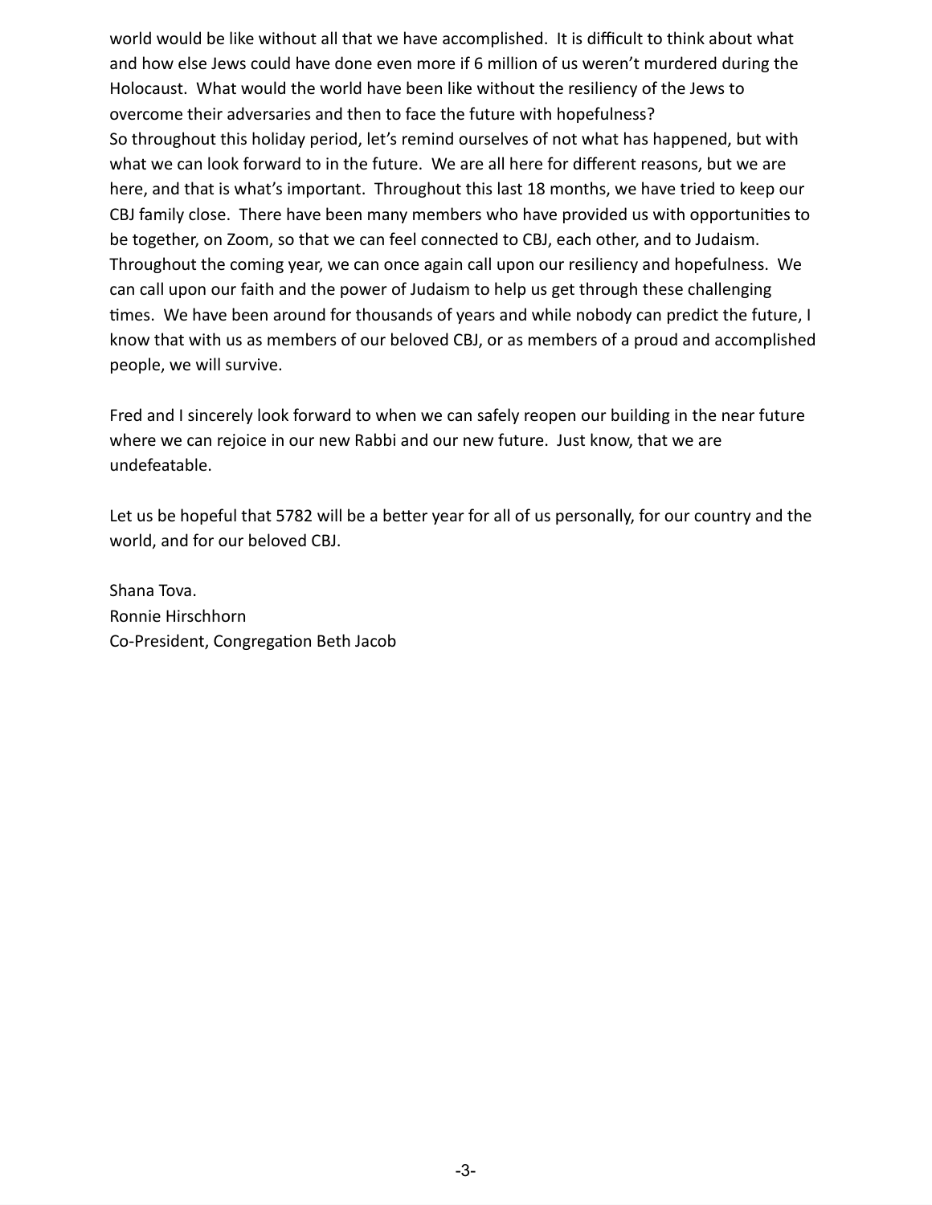world would be like without all that we have accomplished. It is difficult to think about what and how else Jews could have done even more if 6 million of us weren't murdered during the Holocaust. What would the world have been like without the resiliency of the Jews to overcome their adversaries and then to face the future with hopefulness?
So throughout this holiday period, let's remind ourselves of not what has happened, but with what we can look forward to in the future. We are all here for different reasons, but we are here, and that is what's important. Throughout this last 18 months, we have tried to keep our CBJ family close. There have been many members who have provided us with opportunities to be together, on Zoom, so that we can feel connected to CBJ, each other, and to Judaism. Throughout the coming year, we can once again call upon our resiliency and hopefulness. We can call upon our faith and the power of Judaism to help us get through these challenging times. We have been around for thousands of years and while nobody can predict the future, I know that with us as members of our beloved CBJ, or as members of a proud and accomplished people, we will survive.

Fred and I sincerely look forward to when we can safely reopen our building in the near future where we can rejoice in our new Rabbi and our new future. Just know, that we are undefeatable.

Let us be hopeful that 5782 will be a better year for all of us personally, for our country and the world, and for our beloved CBJ.

Shana Tova.
Ronnie Hirschhorn
Co-President, Congregation Beth Jacob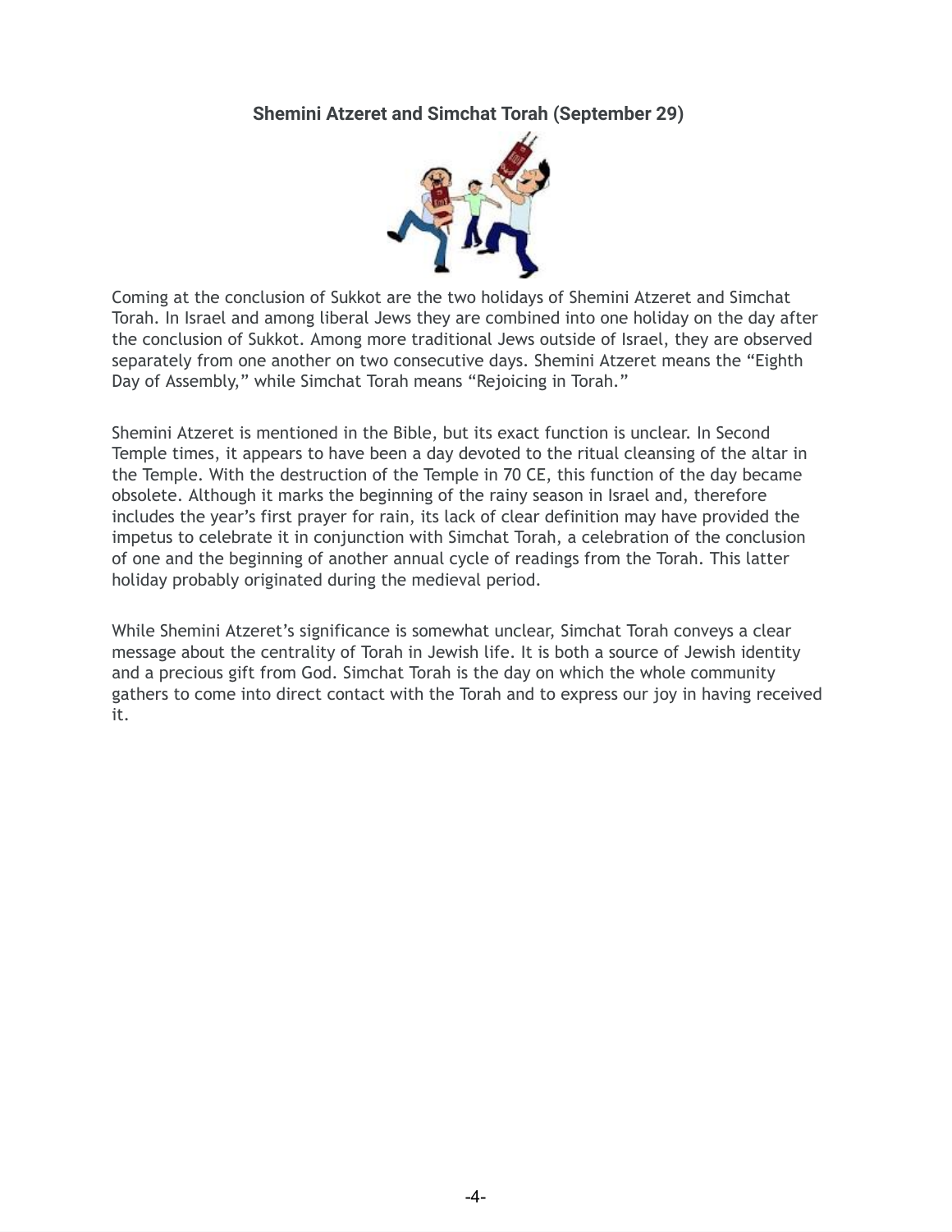### Shemini Atzeret and Simchat Torah (September 29)

Coming at the conclusion of Sukkot are the two holidays of Shemini Atzeret and Simchat Torah. In Israel and among liberal Jews they are combined into one holiday on the day after the conclusion of Sukkot. Among more traditional Jews outside of Israel, they are observed separately from one another on two consecutive days. Shemini Atzeret means the "Eighth Day of Assembly," while Simchat Torah means "Rejoicing in Torah."

Shemini Atzeret is mentioned in the Bible, but its exact function is unclear. In Second Temple times, it appears to have been a day devoted to the ritual cleansing of the altar in the Temple. With the destruction of the Temple in 70 CE, this function of the day became obsolete. Although it marks the beginning of the rainy season in Israel and, therefore includes the year's first prayer for rain, its lack of clear definition may have provided the impetus to celebrate it in conjunction with Simchat Torah, a celebration of the conclusion of one and the beginning of another annual cycle of readings from the Torah. This latter holiday probably originated during the medieval period.

While Shemini Atzeret's significance is somewhat unclear, Simchat Torah conveys a clear message about the centrality of Torah in Jewish life. It is both a source of Jewish identity and a precious gift from God. Simchat Torah is the day on which the whole community gathers to come into direct contact with the Torah and to express our joy in having received it.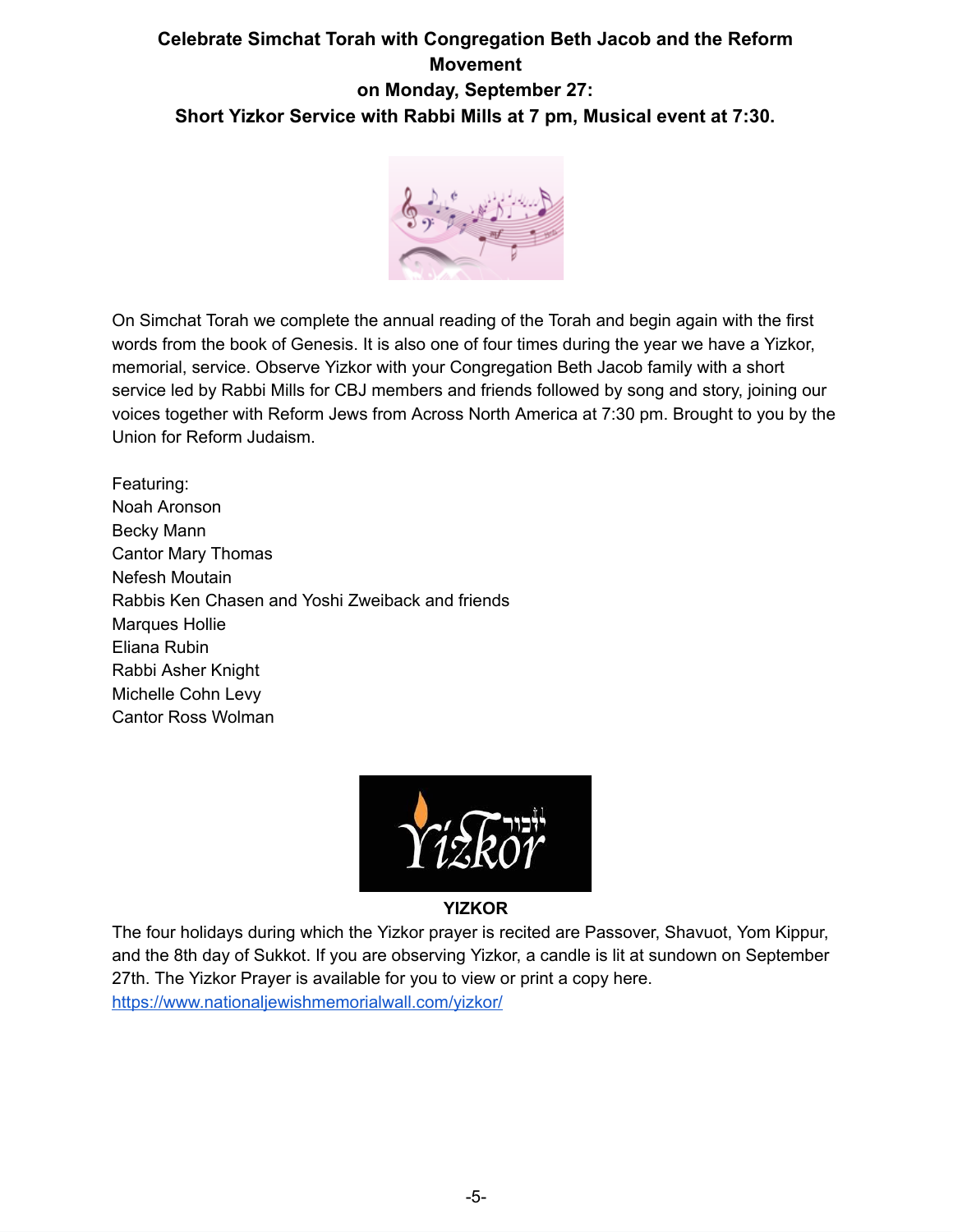**Celebrate Simchat Torah with Congregation Beth Jacob and the Reform Movement**
**on Monday, September 27:**
**Short Yizkor Service with Rabbi Mills at 7 pm, Musical event at 7:30.**

On Simchat Torah we complete the annual reading of the Torah and begin again with the first words from the book of Genesis. It is also one of four times during the year we have a Yizkor, memorial, service. Observe Yizkor with your Congregation Beth Jacob family with a short service led by Rabbi Mills for CBJ members and friends followed by song and story, joining our voices together with Reform Jews from Across North America at 7:30 pm. Brought to you by the Union for Reform Judaism.

Featuring:
Noah Aronson
Becky Mann
Cantor Mary Thomas
Nefesh Moutain
Rabbis Ken Chasen and Yoshi Zweiback and friends
Marques Hollie
Eliana Rubin
Rabbi Asher Knight
Michelle Cohn Levy
Cantor Ross Wolman

**YIZKOR**

The four holidays during which the Yizkor prayer is recited are Passover, Shavuot, Yom Kippur, and the 8th day of Sukkot. If you are observing Yizkor, a candle is lit at sundown on September 27th. The Yizkor Prayer is available for you to view or print a copy here.
https://www.nationaljewishmemorialwall.com/yizkor/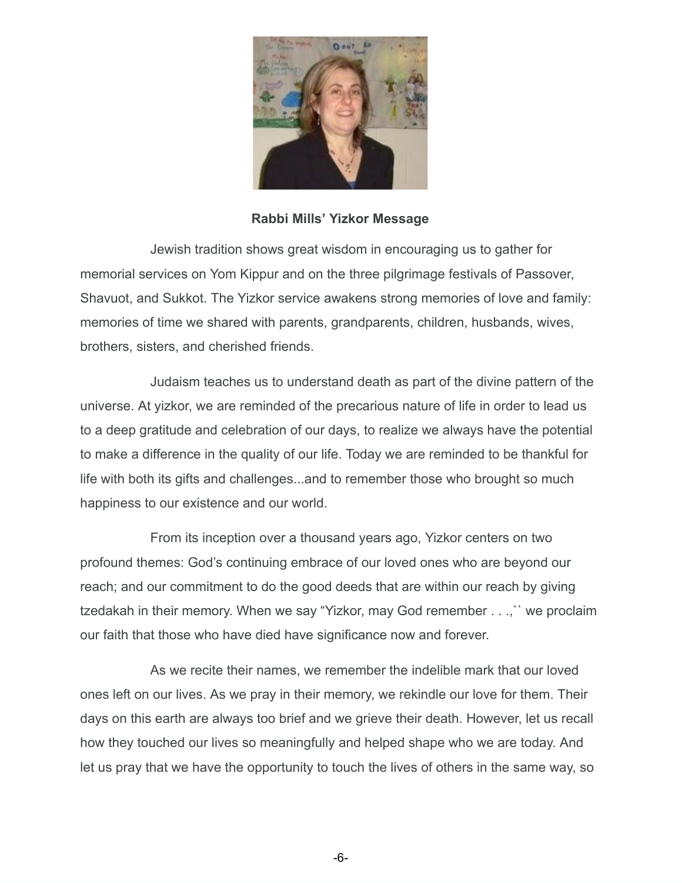**Rabbi Mills' Yizkor Message**

Jewish tradition shows great wisdom in encouraging us to gather for memorial services on Yom Kippur and on the three pilgrimage festivals of Passover, Shavuot, and Sukkot. The Yizkor service awakens strong memories of love and family: memories of time we shared with parents, grandparents, children, husbands, wives, brothers, sisters, and cherished friends.

Judaism teaches us to understand death as part of the divine pattern of the universe. At yizkor, we are reminded of the precarious nature of life in order to lead us to a deep gratitude and celebration of our days, to realize we always have the potential to make a difference in the quality of our life. Today we are reminded to be thankful for life with both its gifts and challenges...and to remember those who brought so much happiness to our existence and our world.

From its inception over a thousand years ago, Yizkor centers on two profound themes: God's continuing embrace of our loved ones who are beyond our reach; and our commitment to do the good deeds that are within our reach by giving tzedakah in their memory. When we say "Yizkor, may God remember . . .,`` we proclaim our faith that those who have died have significance now and forever.

As we recite their names, we remember the indelible mark that our loved ones left on our lives. As we pray in their memory, we rekindle our love for them. Their days on this earth are always too brief and we grieve their death. However, let us recall how they touched our lives so meaningfully and helped shape who we are today. And let us pray that we have the opportunity to touch the lives of others in the same way, so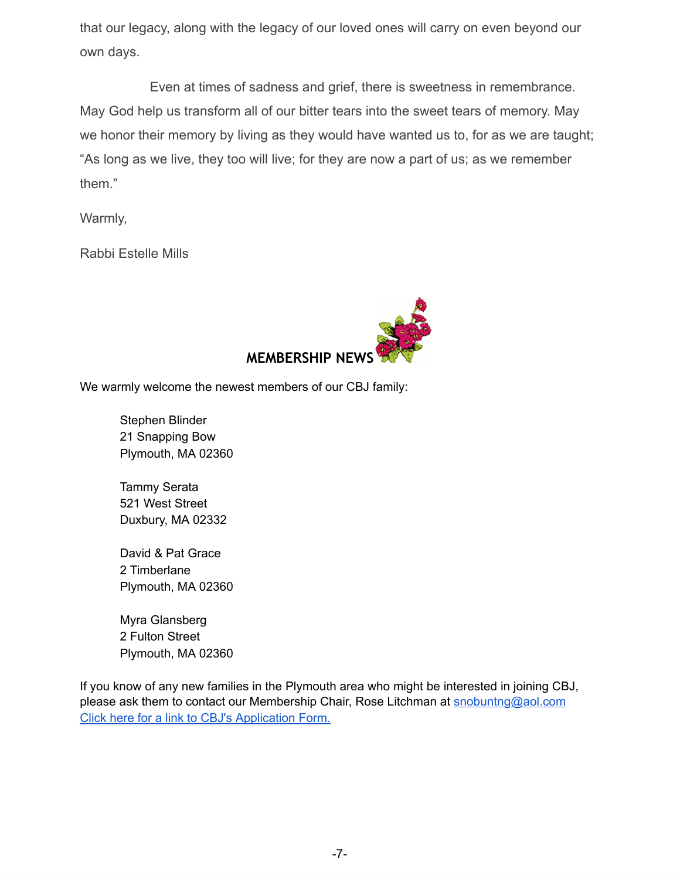that our legacy, along with the legacy of our loved ones will carry on even beyond our own days.

Even at times of sadness and grief, there is sweetness in remembrance. May God help us transform all of our bitter tears into the sweet tears of memory. May we honor their memory by living as they would have wanted us to, for as we are taught; "As long as we live, they too will live; for they are now a part of us; as we remember them."

Warmly,

Rabbi Estelle Mills

## MEMBERSHIP NEWS

We warmly welcome the newest members of our CBJ family:

Stephen Blinder
21 Snapping Bow
Plymouth, MA 02360

Tammy Serata
521 West Street
Duxbury, MA 02332

David & Pat Grace
2 Timberlane
Plymouth, MA 02360

Myra Glansberg
2 Fulton Street
Plymouth, MA 02360

If you know of any new families in the Plymouth area who might be interested in joining CBJ, please ask them to contact our Membership Chair, Rose Litchman at snobuntng@aol.com
Click here for a link to CBJ's Application Form.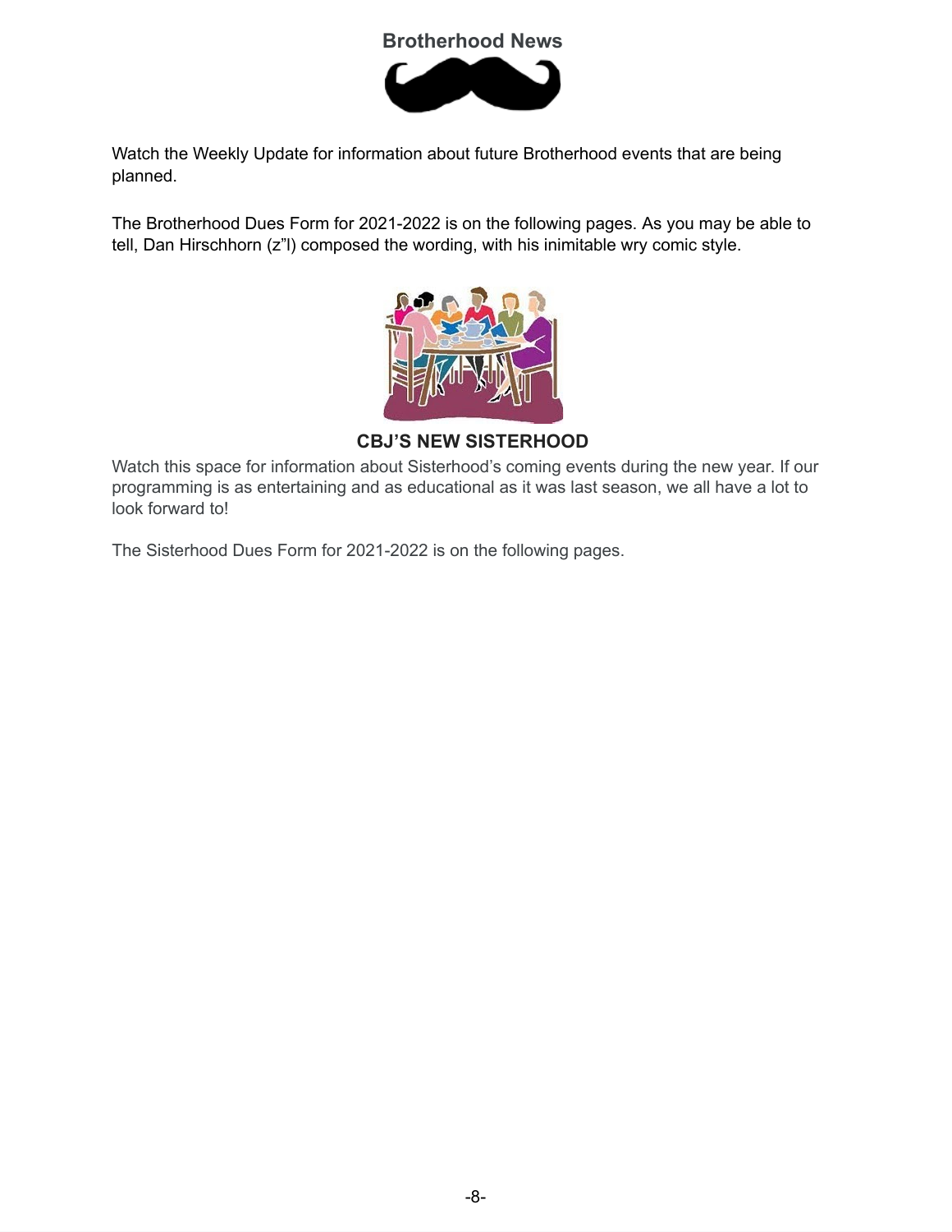## Brotherhood News

Watch the Weekly Update for information about future Brotherhood events that are being planned.

The Brotherhood Dues Form for 2021-2022 is on the following pages. As you may be able to tell, Dan Hirschhorn (z"l) composed the wording, with his inimitable wry comic style.

## CBJ'S NEW SISTERHOOD

Watch this space for information about Sisterhood's coming events during the new year. If our programming is as entertaining and as educational as it was last season, we all have a lot to look forward to!

The Sisterhood Dues Form for 2021-2022 is on the following pages.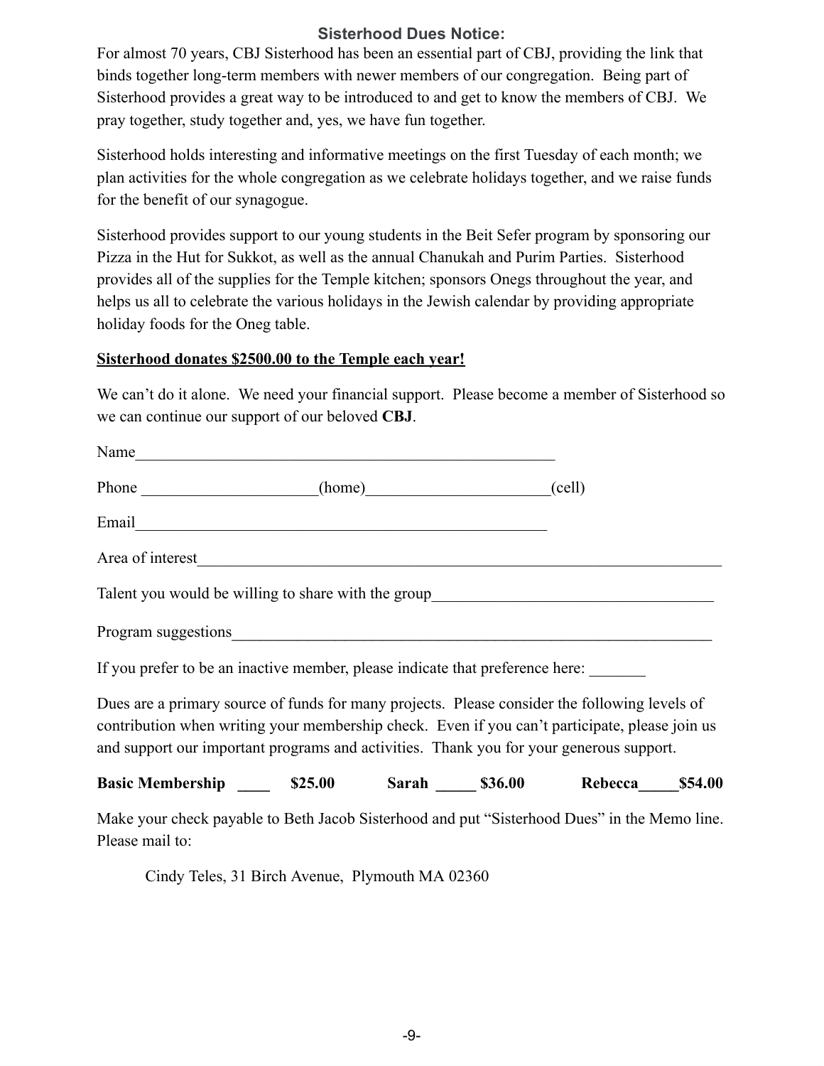## Sisterhood Dues Notice:

For almost 70 years, CBJ Sisterhood has been an essential part of CBJ, providing the link that binds together long-term members with newer members of our congregation. Being part of Sisterhood provides a great way to be introduced to and get to know the members of CBJ. We pray together, study together and, yes, we have fun together.

Sisterhood holds interesting and informative meetings on the first Tuesday of each month; we plan activities for the whole congregation as we celebrate holidays together, and we raise funds for the benefit of our synagogue.

Sisterhood provides support to our young students in the Beit Sefer program by sponsoring our Pizza in the Hut for Sukkot, as well as the annual Chanukah and Purim Parties. Sisterhood provides all of the supplies for the Temple kitchen; sponsors Onegs throughout the year, and helps us all to celebrate the various holidays in the Jewish calendar by providing appropriate holiday foods for the Oneg table.

**Sisterhood donates $2500.00 to the Temple each year!**

We can't do it alone. We need your financial support. Please become a member of Sisterhood so we can continue our support of our beloved **CBJ**.

Name_______________________________________________________

Phone _____________________(home)______________________(cell)

Email______________________________________________________

Area of interest_____________________________________________________________________

Talent you would be willing to share with the group___________________________________

Program suggestions___________________________________________________________

If you prefer to be an inactive member, please indicate that preference here: _______

Dues are a primary source of funds for many projects. Please consider the following levels of contribution when writing your membership check. Even if you can't participate, please join us and support our important programs and activities. Thank you for your generous support.

**Basic Membership ____ $25.00 Sarah _____ $36.00 Rebecca_____$54.00**

Make your check payable to Beth Jacob Sisterhood and put "Sisterhood Dues" in the Memo line. Please mail to:

Cindy Teles, 31 Birch Avenue, Plymouth MA 02360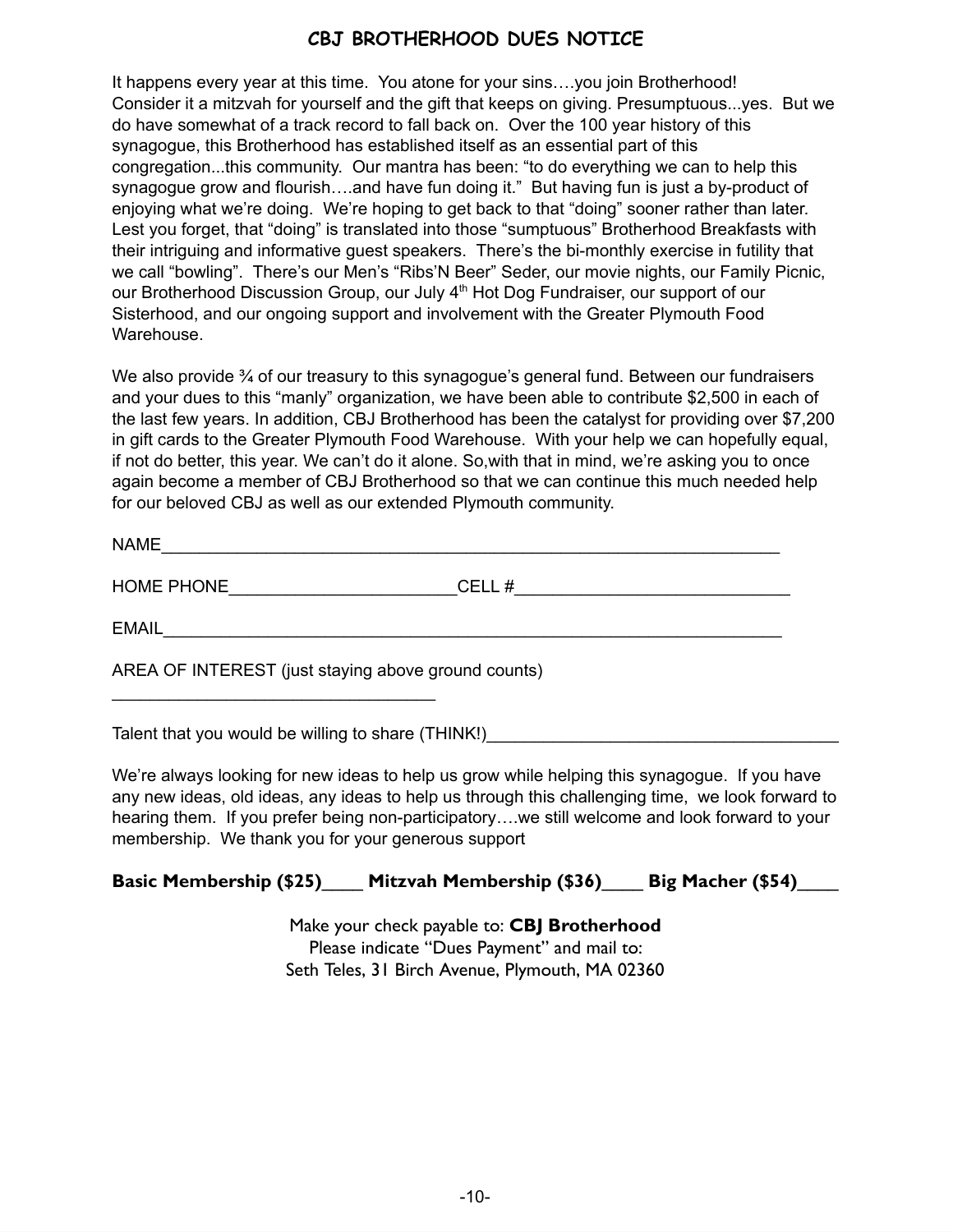# CBJ BROTHERHOOD DUES NOTICE

It happens every year at this time. You atone for your sins….you join Brotherhood! Consider it a mitzvah for yourself and the gift that keeps on giving. Presumptuous...yes. But we do have somewhat of a track record to fall back on. Over the 100 year history of this synagogue, this Brotherhood has established itself as an essential part of this congregation...this community. Our mantra has been: "to do everything we can to help this synagogue grow and flourish….and have fun doing it." But having fun is just a by-product of enjoying what we're doing. We're hoping to get back to that "doing" sooner rather than later. Lest you forget, that "doing" is translated into those "sumptuous" Brotherhood Breakfasts with their intriguing and informative guest speakers. There's the bi-monthly exercise in futility that we call "bowling". There's our Men's "Ribs'N Beer" Seder, our movie nights, our Family Picnic, our Brotherhood Discussion Group, our July 4th Hot Dog Fundraiser, our support of our Sisterhood, and our ongoing support and involvement with the Greater Plymouth Food Warehouse.

We also provide ¾ of our treasury to this synagogue's general fund. Between our fundraisers and your dues to this "manly" organization, we have been able to contribute $2,500 in each of the last few years. In addition, CBJ Brotherhood has been the catalyst for providing over $7,200 in gift cards to the Greater Plymouth Food Warehouse. With your help we can hopefully equal, if not do better, this year. We can't do it alone. So,with that in mind, we're asking you to once again become a member of CBJ Brotherhood so that we can continue this much needed help for our beloved CBJ as well as our extended Plymouth community.

NAME_______________________________________________________________

HOME PHONE________________________CELL #_____________________________

EMAIL_______________________________________________________________

AREA OF INTEREST (just staying above ground counts)

__________________________________

Talent that you would be willing to share (THINK!)______________________________________

We're always looking for new ideas to help us grow while helping this synagogue. If you have any new ideas, old ideas, any ideas to help us through this challenging time, we look forward to hearing them. If you prefer being non-participatory….we still welcome and look forward to your membership. We thank you for your generous support

**Basic Membership ($25)____ Mitzvah Membership ($36)____ Big Macher ($54)____**

Make your check payable to: **CBJ Brotherhood**
Please indicate "Dues Payment" and mail to:
Seth Teles, 31 Birch Avenue, Plymouth, MA 02360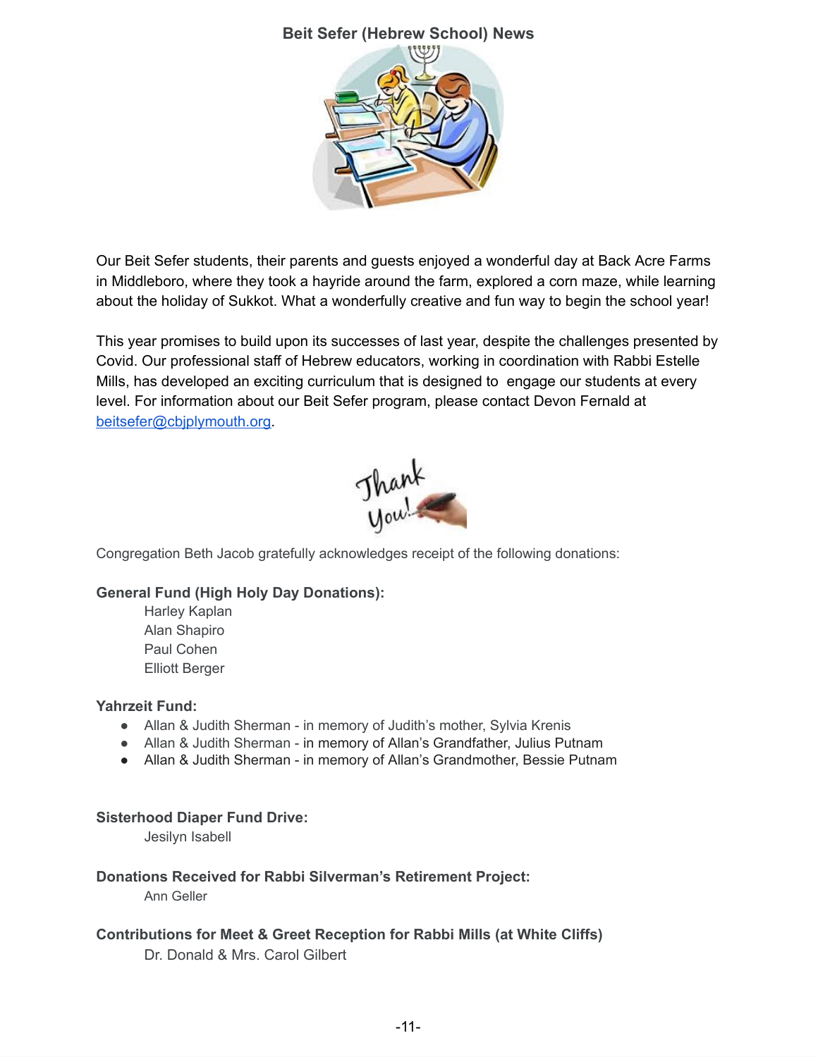## Beit Sefer (Hebrew School) News

Our Beit Sefer students, their parents and guests enjoyed a wonderful day at Back Acre Farms in Middleboro, where they took a hayride around the farm, explored a corn maze, while learning about the holiday of Sukkot. What a wonderfully creative and fun way to begin the school year!

This year promises to build upon its successes of last year, despite the challenges presented by Covid. Our professional staff of Hebrew educators, working in coordination with Rabbi Estelle Mills, has developed an exciting curriculum that is designed to engage our students at every level. For information about our Beit Sefer program, please contact Devon Fernald at [beitsefer@cbjplymouth.org](mailto:beitsefer@cbjplymouth.org).

Thank You!

Congregation Beth Jacob gratefully acknowledges receipt of the following donations:

**General Fund (High Holy Day Donations):**

Harley Kaplan
Alan Shapiro
Paul Cohen
Elliott Berger

**Yahrzeit Fund:**

- Allan & Judith Sherman - in memory of Judith's mother, Sylvia Krenis
- Allan & Judith Sherman - in memory of Allan's Grandfather, Julius Putnam
- Allan & Judith Sherman - in memory of Allan's Grandmother, Bessie Putnam

**Sisterhood Diaper Fund Drive:**

Jesilyn Isabell

**Donations Received for Rabbi Silverman's Retirement Project:**

Ann Geller

**Contributions for Meet & Greet Reception for Rabbi Mills (at White Cliffs)**

Dr. Donald & Mrs. Carol Gilbert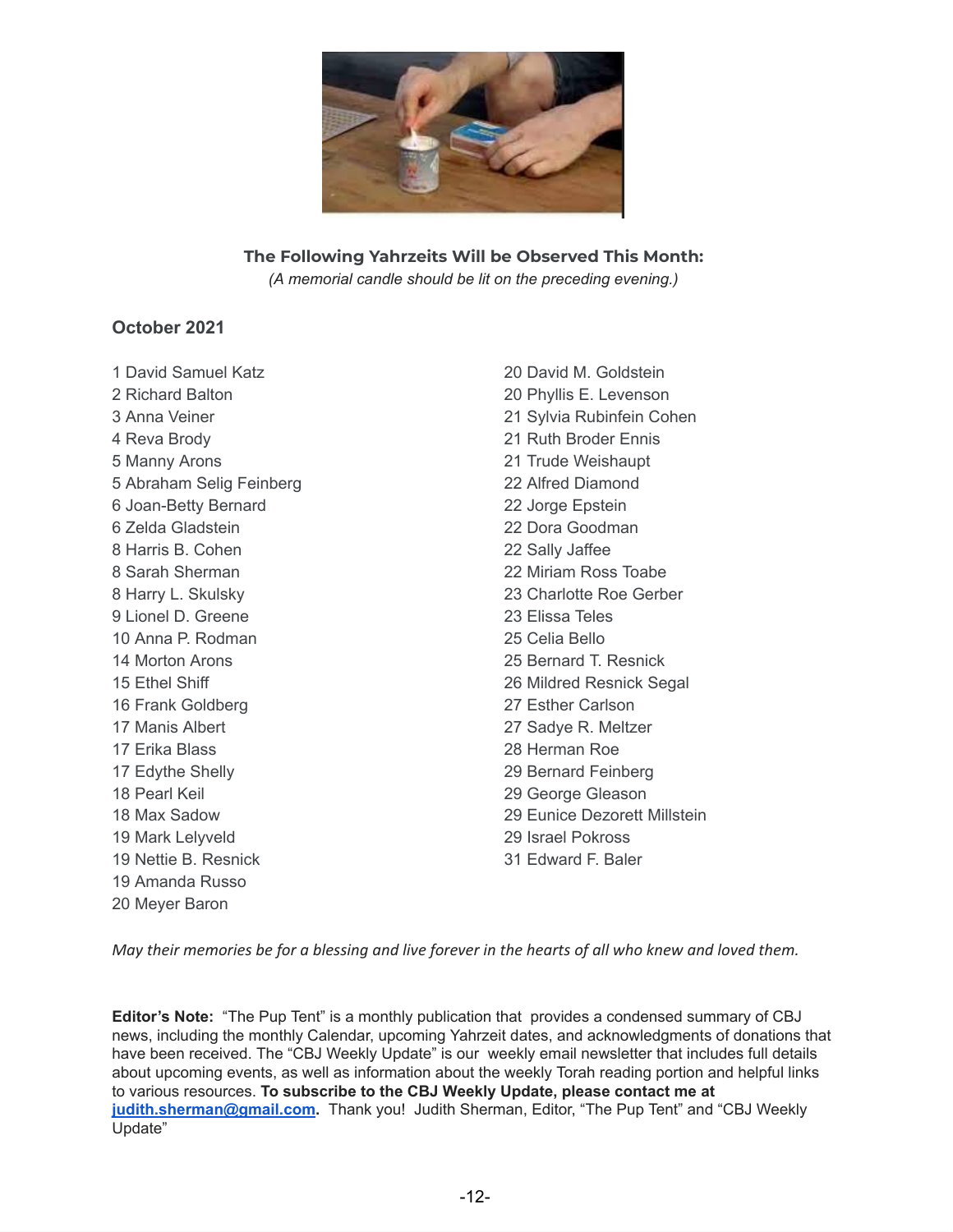**The Following Yahrzeits Will be Observed This Month:**

*(A memorial candle should be lit on the preceding evening.)*

### October 2021

1 David Samuel Katz
2 Richard Balton
3 Anna Veiner
4 Reva Brody
5 Manny Arons
5 Abraham Selig Feinberg
6 Joan-Betty Bernard
6 Zelda Gladstein
8 Harris B. Cohen
8 Sarah Sherman
8 Harry L. Skulsky
9 Lionel D. Greene
10 Anna P. Rodman
14 Morton Arons
15 Ethel Shiff
16 Frank Goldberg
17 Manis Albert
17 Erika Blass
17 Edythe Shelly
18 Pearl Keil
18 Max Sadow
19 Mark Lelyveld
19 Nettie B. Resnick
19 Amanda Russo
20 Meyer Baron
20 David M. Goldstein
20 Phyllis E. Levenson
21 Sylvia Rubinfein Cohen
21 Ruth Broder Ennis
21 Trude Weishaupt
22 Alfred Diamond
22 Jorge Epstein
22 Dora Goodman
22 Sally Jaffee
22 Miriam Ross Toabe
23 Charlotte Roe Gerber
23 Elissa Teles
25 Celia Bello
25 Bernard T. Resnick
26 Mildred Resnick Segal
27 Esther Carlson
27 Sadye R. Meltzer
28 Herman Roe
29 Bernard Feinberg
29 George Gleason
29 Eunice Dezorett Millstein
29 Israel Pokross
31 Edward F. Baler

*May their memories be for a blessing and live forever in the hearts of all who knew and loved them.*

**Editor's Note:** "The Pup Tent" is a monthly publication that provides a condensed summary of CBJ news, including the monthly Calendar, upcoming Yahrzeit dates, and acknowledgments of donations that have been received. The "CBJ Weekly Update" is our weekly email newsletter that includes full details about upcoming events, as well as information about the weekly Torah reading portion and helpful links to various resources. **To subscribe to the CBJ Weekly Update, please contact me at [judith.sherman@gmail.com](mailto:judith.sherman@gmail.com).** Thank you! Judith Sherman, Editor, "The Pup Tent" and "CBJ Weekly Update"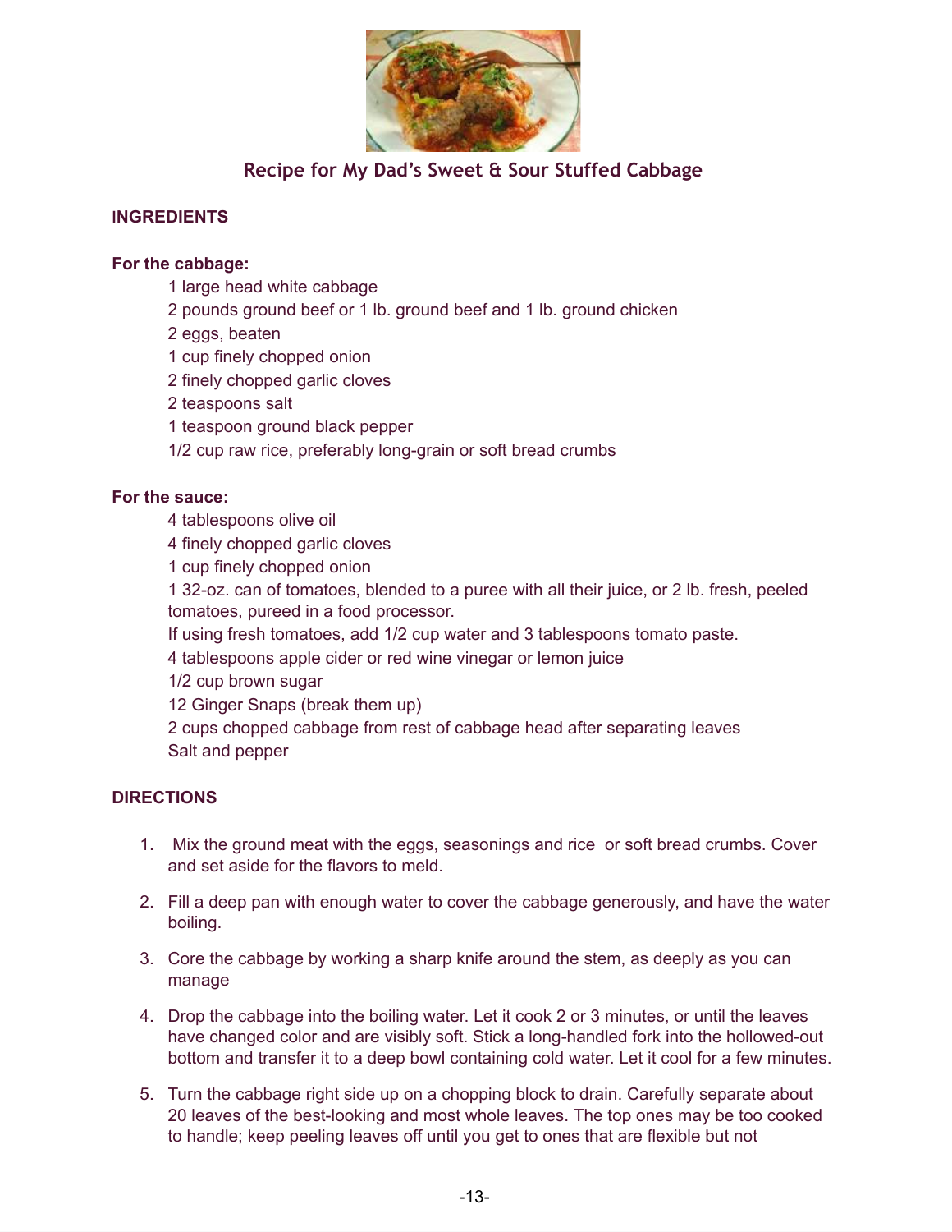## Recipe for My Dad's Sweet & Sour Stuffed Cabbage

### INGREDIENTS

**For the cabbage:**

1 large head white cabbage
2 pounds ground beef or 1 lb. ground beef and 1 lb. ground chicken
2 eggs, beaten
1 cup finely chopped onion
2 finely chopped garlic cloves
2 teaspoons salt
1 teaspoon ground black pepper
1/2 cup raw rice, preferably long-grain or soft bread crumbs

**For the sauce:**

4 tablespoons olive oil
4 finely chopped garlic cloves
1 cup finely chopped onion
1 32-oz. can of tomatoes, blended to a puree with all their juice, or 2 lb. fresh, peeled tomatoes, pureed in a food processor.
If using fresh tomatoes, add 1/2 cup water and 3 tablespoons tomato paste.
4 tablespoons apple cider or red wine vinegar or lemon juice
1/2 cup brown sugar
12 Ginger Snaps (break them up)
2 cups chopped cabbage from rest of cabbage head after separating leaves
Salt and pepper

### DIRECTIONS

1. Mix the ground meat with the eggs, seasonings and rice or soft bread crumbs. Cover and set aside for the flavors to meld.

2. Fill a deep pan with enough water to cover the cabbage generously, and have the water boiling.

3. Core the cabbage by working a sharp knife around the stem, as deeply as you can manage

4. Drop the cabbage into the boiling water. Let it cook 2 or 3 minutes, or until the leaves have changed color and are visibly soft. Stick a long-handled fork into the hollowed-out bottom and transfer it to a deep bowl containing cold water. Let it cool for a few minutes.

5. Turn the cabbage right side up on a chopping block to drain. Carefully separate about 20 leaves of the best-looking and most whole leaves. The top ones may be too cooked to handle; keep peeling leaves off until you get to ones that are flexible but not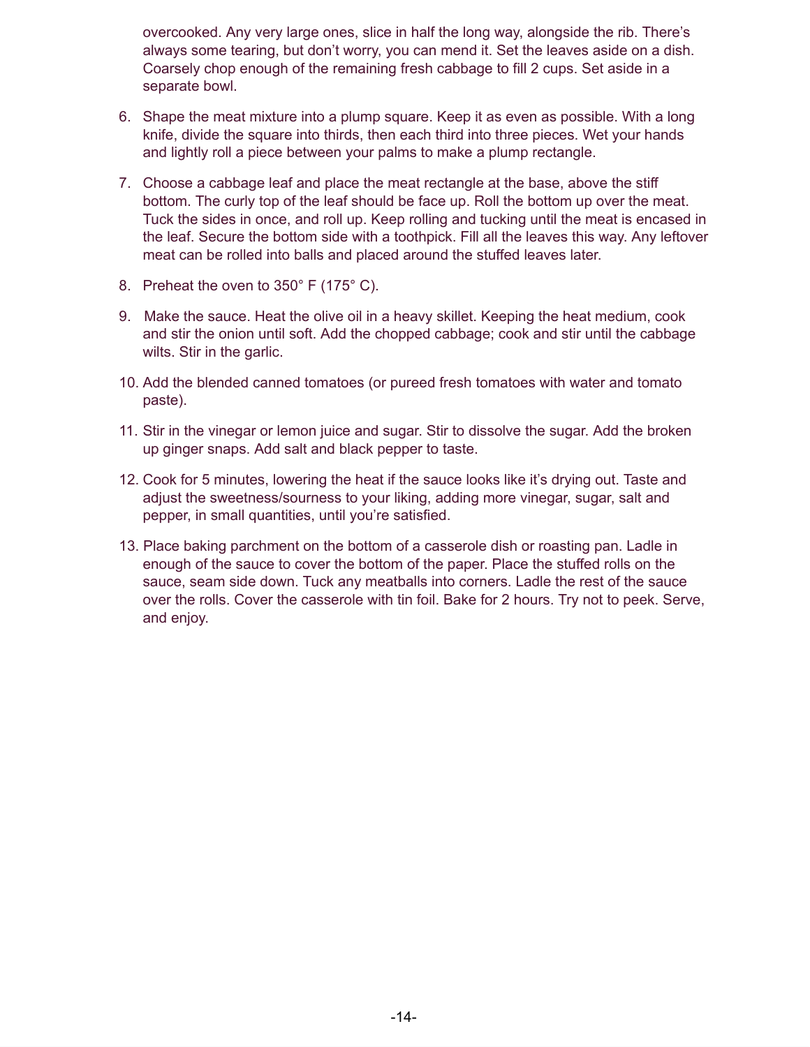overcooked. Any very large ones, slice in half the long way, alongside the rib. There's always some tearing, but don't worry, you can mend it. Set the leaves aside on a dish. Coarsely chop enough of the remaining fresh cabbage to fill 2 cups. Set aside in a separate bowl.

6. Shape the meat mixture into a plump square. Keep it as even as possible. With a long knife, divide the square into thirds, then each third into three pieces. Wet your hands and lightly roll a piece between your palms to make a plump rectangle.

7. Choose a cabbage leaf and place the meat rectangle at the base, above the stiff bottom. The curly top of the leaf should be face up. Roll the bottom up over the meat. Tuck the sides in once, and roll up. Keep rolling and tucking until the meat is encased in the leaf. Secure the bottom side with a toothpick. Fill all the leaves this way. Any leftover meat can be rolled into balls and placed around the stuffed leaves later.

8. Preheat the oven to 350° F (175° C).

9. Make the sauce. Heat the olive oil in a heavy skillet. Keeping the heat medium, cook and stir the onion until soft. Add the chopped cabbage; cook and stir until the cabbage wilts. Stir in the garlic.

10. Add the blended canned tomatoes (or pureed fresh tomatoes with water and tomato paste).

11. Stir in the vinegar or lemon juice and sugar. Stir to dissolve the sugar. Add the broken up ginger snaps. Add salt and black pepper to taste.

12. Cook for 5 minutes, lowering the heat if the sauce looks like it's drying out. Taste and adjust the sweetness/sourness to your liking, adding more vinegar, sugar, salt and pepper, in small quantities, until you're satisfied.

13. Place baking parchment on the bottom of a casserole dish or roasting pan. Ladle in enough of the sauce to cover the bottom of the paper. Place the stuffed rolls on the sauce, seam side down. Tuck any meatballs into corners. Ladle the rest of the sauce over the rolls. Cover the casserole with tin foil. Bake for 2 hours. Try not to peek. Serve, and enjoy.